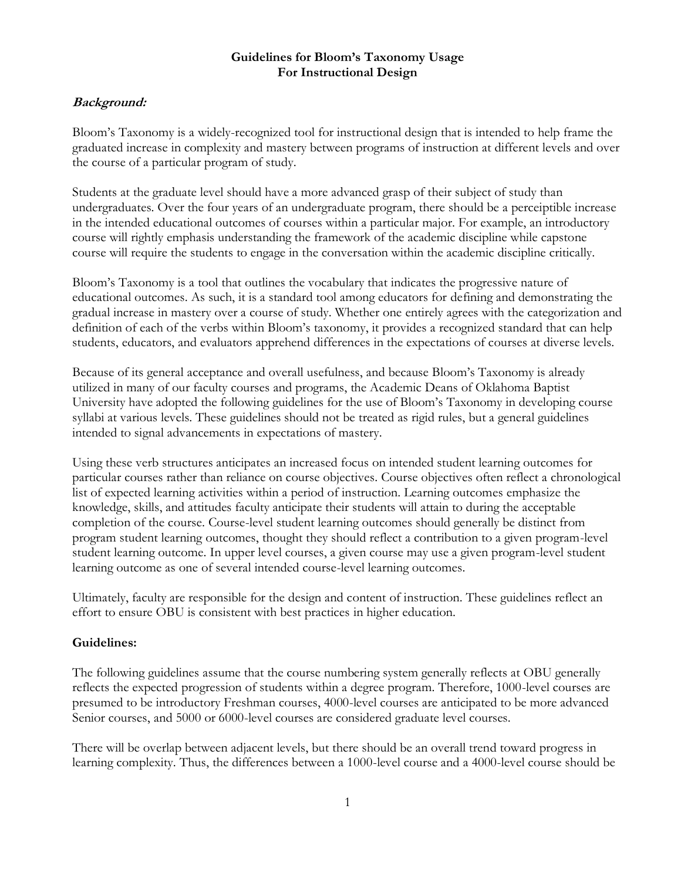# Guidelines for Bloom's Taxonomy Usage
# For Instructional Design

## *Background:*

Bloom's Taxonomy is a widely-recognized tool for instructional design that is intended to help frame the graduated increase in complexity and mastery between programs of instruction at different levels and over the course of a particular program of study.

Students at the graduate level should have a more advanced grasp of their subject of study than undergraduates. Over the four years of an undergraduate program, there should be a perceiptible increase in the intended educational outcomes of courses within a particular major. For example, an introductory course will rightly emphasis understanding the framework of the academic discipline while capstone course will require the students to engage in the conversation within the academic discipline critically.

Bloom's Taxonomy is a tool that outlines the vocabulary that indicates the progressive nature of educational outcomes. As such, it is a standard tool among educators for defining and demonstrating the gradual increase in mastery over a course of study. Whether one entirely agrees with the categorization and definition of each of the verbs within Bloom's taxonomy, it provides a recognized standard that can help students, educators, and evaluators apprehend differences in the expectations of courses at diverse levels.

Because of its general acceptance and overall usefulness, and because Bloom's Taxonomy is already utilized in many of our faculty courses and programs, the Academic Deans of Oklahoma Baptist University have adopted the following guidelines for the use of Bloom's Taxonomy in developing course syllabi at various levels. These guidelines should not be treated as rigid rules, but a general guidelines intended to signal advancements in expectations of mastery.

Using these verb structures anticipates an increased focus on intended student learning outcomes for particular courses rather than reliance on course objectives. Course objectives often reflect a chronological list of expected learning activities within a period of instruction. Learning outcomes emphasize the knowledge, skills, and attitudes faculty anticipate their students will attain to during the acceptable completion of the course. Course-level student learning outcomes should generally be distinct from program student learning outcomes, thought they should reflect a contribution to a given program-level student learning outcome. In upper level courses, a given course may use a given program-level student learning outcome as one of several intended course-level learning outcomes.

Ultimately, faculty are responsible for the design and content of instruction. These guidelines reflect an effort to ensure OBU is consistent with best practices in higher education.

## Guidelines:

The following guidelines assume that the course numbering system generally reflects at OBU generally reflects the expected progression of students within a degree program. Therefore, 1000-level courses are presumed to be introductory Freshman courses, 4000-level courses are anticipated to be more advanced Senior courses, and 5000 or 6000-level courses are considered graduate level courses.

There will be overlap between adjacent levels, but there should be an overall trend toward progress in learning complexity. Thus, the differences between a 1000-level course and a 4000-level course should be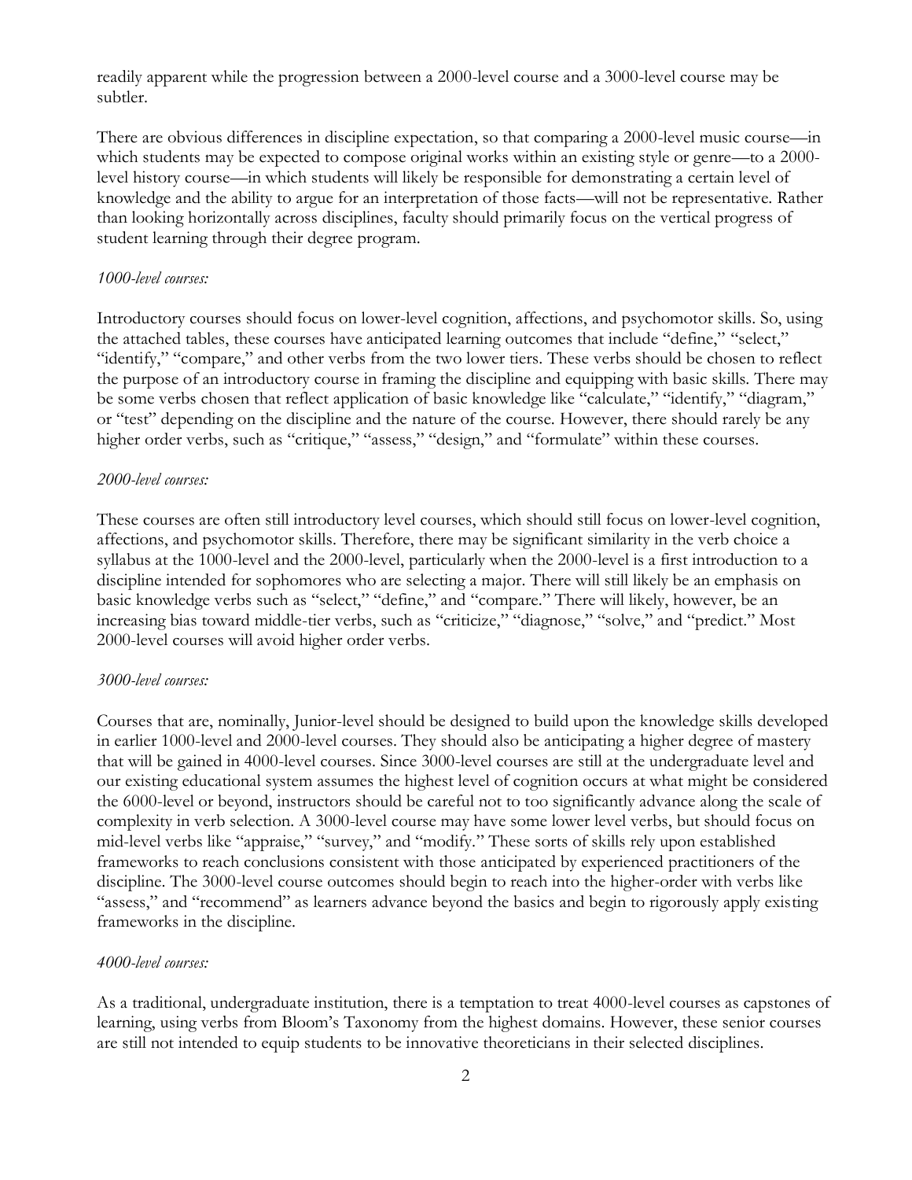readily apparent while the progression between a 2000-level course and a 3000-level course may be subtler.

There are obvious differences in discipline expectation, so that comparing a 2000-level music course—in which students may be expected to compose original works within an existing style or genre—to a 2000-level history course—in which students will likely be responsible for demonstrating a certain level of knowledge and the ability to argue for an interpretation of those facts—will not be representative. Rather than looking horizontally across disciplines, faculty should primarily focus on the vertical progress of student learning through their degree program.

*1000-level courses:*

Introductory courses should focus on lower-level cognition, affections, and psychomotor skills. So, using the attached tables, these courses have anticipated learning outcomes that include "define," "select," "identify," "compare," and other verbs from the two lower tiers. These verbs should be chosen to reflect the purpose of an introductory course in framing the discipline and equipping with basic skills. There may be some verbs chosen that reflect application of basic knowledge like "calculate," "identify," "diagram," or "test" depending on the discipline and the nature of the course. However, there should rarely be any higher order verbs, such as "critique," "assess," "design," and "formulate" within these courses.

*2000-level courses:*

These courses are often still introductory level courses, which should still focus on lower-level cognition, affections, and psychomotor skills. Therefore, there may be significant similarity in the verb choice a syllabus at the 1000-level and the 2000-level, particularly when the 2000-level is a first introduction to a discipline intended for sophomores who are selecting a major. There will still likely be an emphasis on basic knowledge verbs such as "select," "define," and "compare." There will likely, however, be an increasing bias toward middle-tier verbs, such as "criticize," "diagnose," "solve," and "predict." Most 2000-level courses will avoid higher order verbs.

*3000-level courses:*

Courses that are, nominally, Junior-level should be designed to build upon the knowledge skills developed in earlier 1000-level and 2000-level courses. They should also be anticipating a higher degree of mastery that will be gained in 4000-level courses. Since 3000-level courses are still at the undergraduate level and our existing educational system assumes the highest level of cognition occurs at what might be considered the 6000-level or beyond, instructors should be careful not to too significantly advance along the scale of complexity in verb selection. A 3000-level course may have some lower level verbs, but should focus on mid-level verbs like "appraise," "survey," and "modify." These sorts of skills rely upon established frameworks to reach conclusions consistent with those anticipated by experienced practitioners of the discipline. The 3000-level course outcomes should begin to reach into the higher-order with verbs like "assess," and "recommend" as learners advance beyond the basics and begin to rigorously apply existing frameworks in the discipline.

*4000-level courses:*

As a traditional, undergraduate institution, there is a temptation to treat 4000-level courses as capstones of learning, using verbs from Bloom's Taxonomy from the highest domains. However, these senior courses are still not intended to equip students to be innovative theoreticians in their selected disciplines.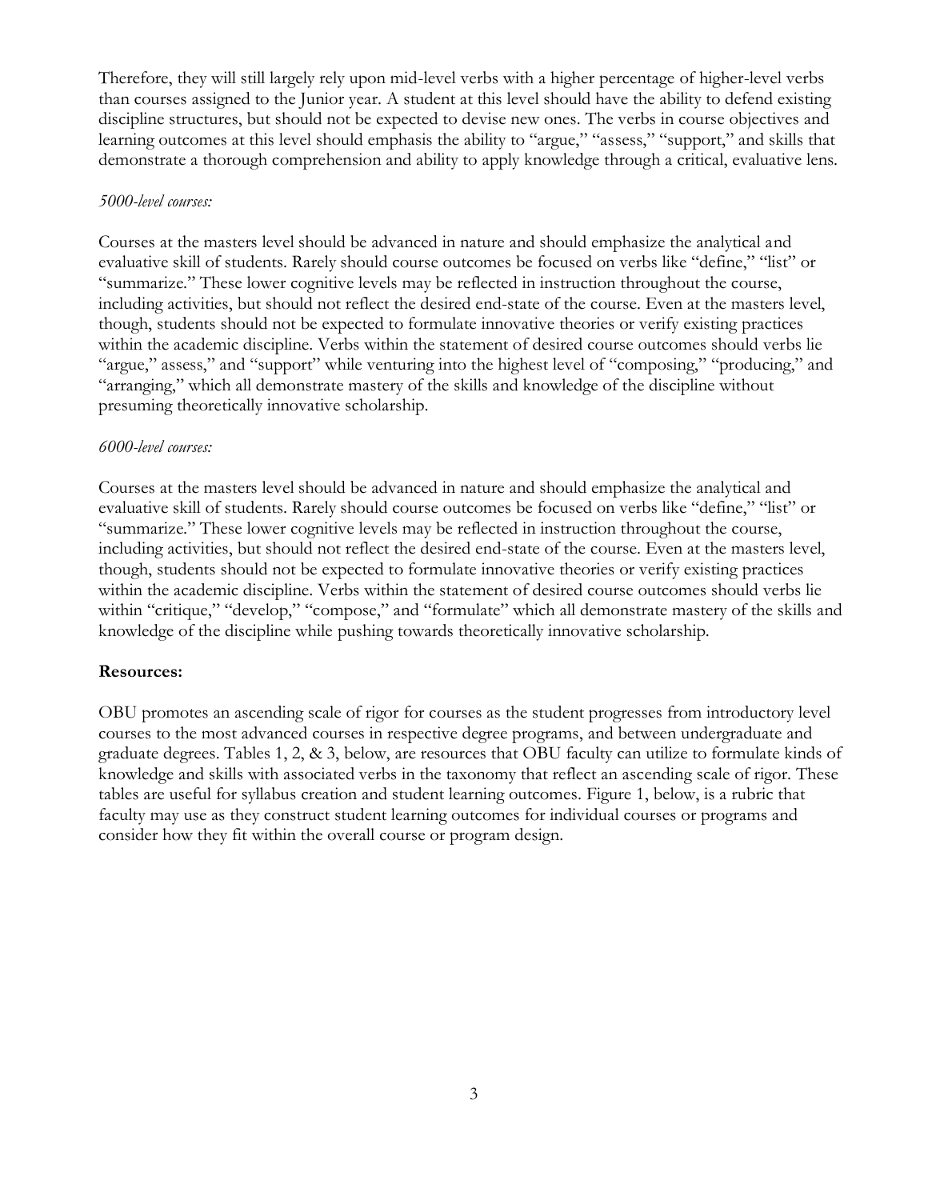Therefore, they will still largely rely upon mid-level verbs with a higher percentage of higher-level verbs than courses assigned to the Junior year. A student at this level should have the ability to defend existing discipline structures, but should not be expected to devise new ones. The verbs in course objectives and learning outcomes at this level should emphasis the ability to "argue," "assess," "support," and skills that demonstrate a thorough comprehension and ability to apply knowledge through a critical, evaluative lens.

*5000-level courses:*

Courses at the masters level should be advanced in nature and should emphasize the analytical and evaluative skill of students. Rarely should course outcomes be focused on verbs like "define," "list" or "summarize." These lower cognitive levels may be reflected in instruction throughout the course, including activities, but should not reflect the desired end-state of the course. Even at the masters level, though, students should not be expected to formulate innovative theories or verify existing practices within the academic discipline. Verbs within the statement of desired course outcomes should verbs lie "argue," assess," and "support" while venturing into the highest level of "composing," "producing," and "arranging," which all demonstrate mastery of the skills and knowledge of the discipline without presuming theoretically innovative scholarship.

*6000-level courses:*

Courses at the masters level should be advanced in nature and should emphasize the analytical and evaluative skill of students. Rarely should course outcomes be focused on verbs like "define," "list" or "summarize." These lower cognitive levels may be reflected in instruction throughout the course, including activities, but should not reflect the desired end-state of the course. Even at the masters level, though, students should not be expected to formulate innovative theories or verify existing practices within the academic discipline. Verbs within the statement of desired course outcomes should verbs lie within "critique," "develop," "compose," and "formulate" which all demonstrate mastery of the skills and knowledge of the discipline while pushing towards theoretically innovative scholarship.

**Resources:**

OBU promotes an ascending scale of rigor for courses as the student progresses from introductory level courses to the most advanced courses in respective degree programs, and between undergraduate and graduate degrees. Tables 1, 2, & 3, below, are resources that OBU faculty can utilize to formulate kinds of knowledge and skills with associated verbs in the taxonomy that reflect an ascending scale of rigor. These tables are useful for syllabus creation and student learning outcomes. Figure 1, below, is a rubric that faculty may use as they construct student learning outcomes for individual courses or programs and consider how they fit within the overall course or program design.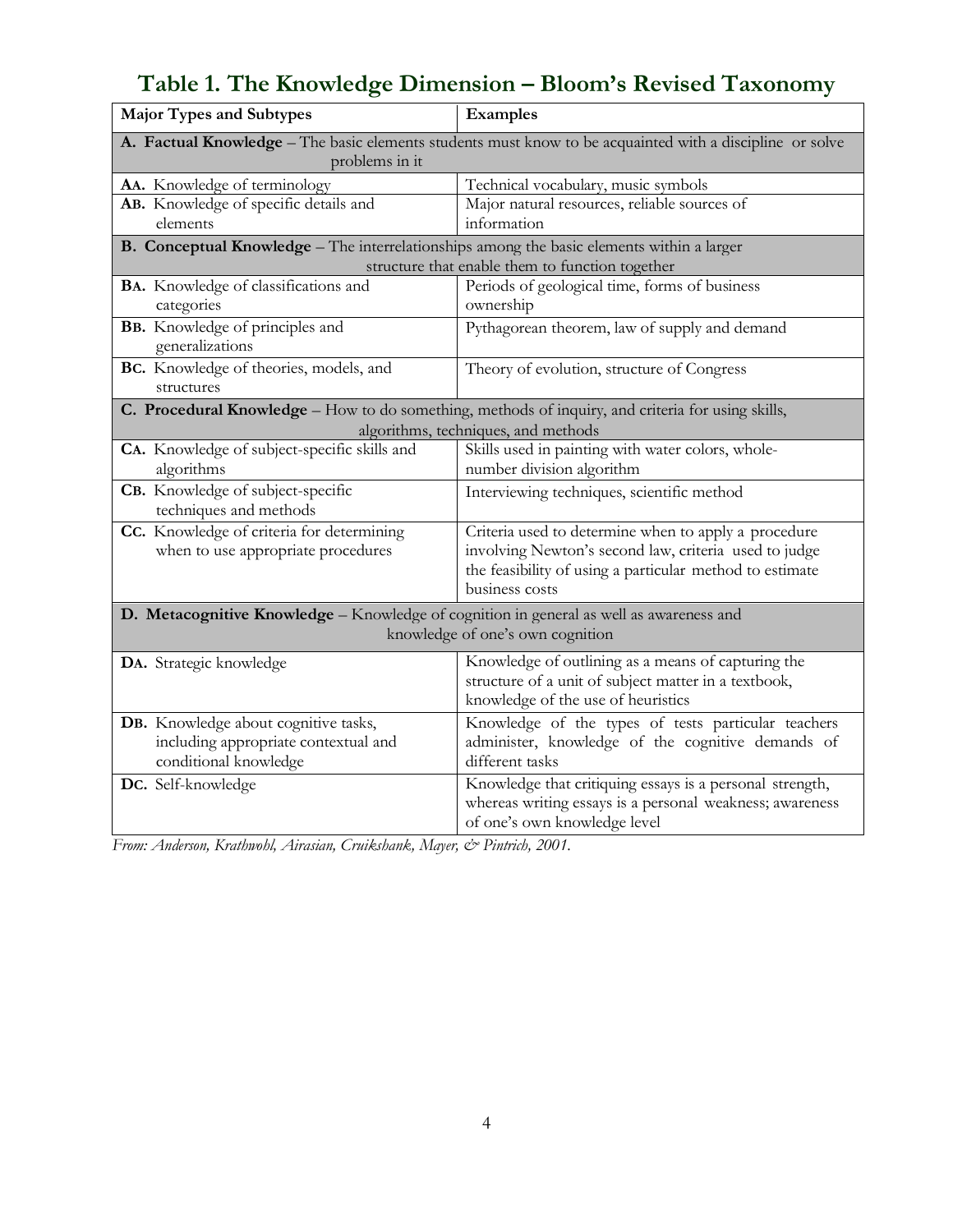## Table 1. The Knowledge Dimension – Bloom's Revised Taxonomy

| Major Types and Subtypes | Examples |
|---|---|
| **A. Factual Knowledge** – The basic elements students must know to be acquainted with a discipline or solve problems in it | |
| **AA.** Knowledge of terminology | Technical vocabulary, music symbols |
| **AB.** Knowledge of specific details and elements | Major natural resources, reliable sources of information |
| **B. Conceptual Knowledge** – The interrelationships among the basic elements within a larger structure that enable them to function together | |
| **BA.** Knowledge of classifications and categories | Periods of geological time, forms of business ownership |
| **BB.** Knowledge of principles and generalizations | Pythagorean theorem, law of supply and demand |
| **BC.** Knowledge of theories, models, and structures | Theory of evolution, structure of Congress |
| **C. Procedural Knowledge** – How to do something, methods of inquiry, and criteria for using skills, algorithms, techniques, and methods | |
| **CA.** Knowledge of subject-specific skills and algorithms | Skills used in painting with water colors, whole-number division algorithm |
| **CB.** Knowledge of subject-specific techniques and methods | Interviewing techniques, scientific method |
| **CC.** Knowledge of criteria for determining when to use appropriate procedures | Criteria used to determine when to apply a procedure involving Newton's second law, criteria used to judge the feasibility of using a particular method to estimate business costs |
| **D. Metacognitive Knowledge** – Knowledge of cognition in general as well as awareness and knowledge of one's own cognition | |
| **DA.** Strategic knowledge | Knowledge of outlining as a means of capturing the structure of a unit of subject matter in a textbook, knowledge of the use of heuristics |
| **DB.** Knowledge about cognitive tasks, including appropriate contextual and conditional knowledge | Knowledge of the types of tests particular teachers administer, knowledge of the cognitive demands of different tasks |
| **DC.** Self-knowledge | Knowledge that critiquing essays is a personal strength, whereas writing essays is a personal weakness; awareness of one's own knowledge level |

*From: Anderson, Krathwohl, Airasian, Cruikshank, Mayer, & Pintrich, 2001.*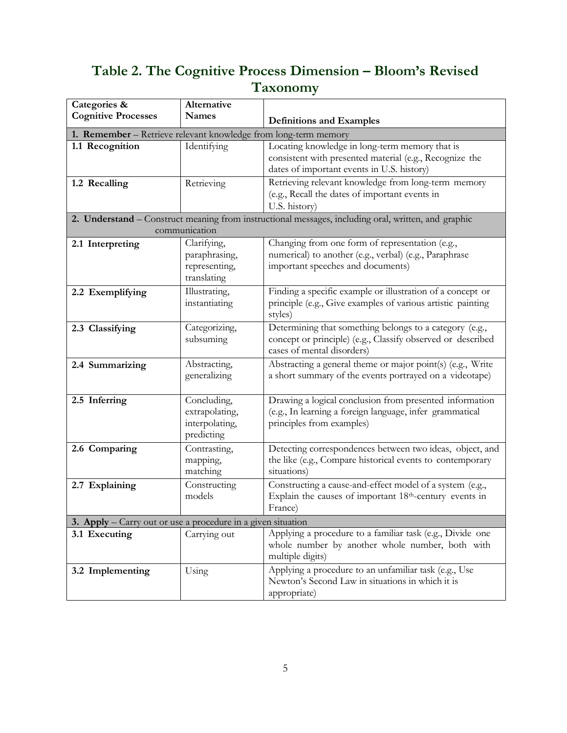## Table 2. The Cognitive Process Dimension – Bloom's Revised Taxonomy

| Categories & Cognitive Processes | Alternative Names | Definitions and Examples |
|---|---|---|
| **1. Remember** – Retrieve relevant knowledge from long-term memory | | |
| **1.1 Recognition** | Identifying | Locating knowledge in long-term memory that is consistent with presented material (e.g., Recognize the dates of important events in U.S. history) |
| **1.2 Recalling** | Retrieving | Retrieving relevant knowledge from long-term memory (e.g., Recall the dates of important events in U.S. history) |
| **2. Understand** – Construct meaning from instructional messages, including oral, written, and graphic communication | | |
| **2.1 Interpreting** | Clarifying, paraphrasing, representing, translating | Changing from one form of representation (e.g., numerical) to another (e.g., verbal) (e.g., Paraphrase important speeches and documents) |
| **2.2 Exemplifying** | Illustrating, instantiating | Finding a specific example or illustration of a concept or principle (e.g., Give examples of various artistic painting styles) |
| **2.3 Classifying** | Categorizing, subsuming | Determining that something belongs to a category (e.g., concept or principle) (e.g., Classify observed or described cases of mental disorders) |
| **2.4 Summarizing** | Abstracting, generalizing | Abstracting a general theme or major point(s) (e.g., Write a short summary of the events portrayed on a videotape) |
| **2.5 Inferring** | Concluding, extrapolating, interpolating, predicting | Drawing a logical conclusion from presented information (e.g., In learning a foreign language, infer grammatical principles from examples) |
| **2.6 Comparing** | Contrasting, mapping, matching | Detecting correspondences between two ideas, object, and the like (e.g., Compare historical events to contemporary situations) |
| **2.7 Explaining** | Constructing models | Constructing a cause-and-effect model of a system (e.g., Explain the causes of important 18th-century events in France) |
| **3. Apply** – Carry out or use a procedure in a given situation | | |
| **3.1 Executing** | Carrying out | Applying a procedure to a familiar task (e.g., Divide one whole number by another whole number, both with multiple digits) |
| **3.2 Implementing** | Using | Applying a procedure to an unfamiliar task (e.g., Use Newton's Second Law in situations in which it is appropriate) |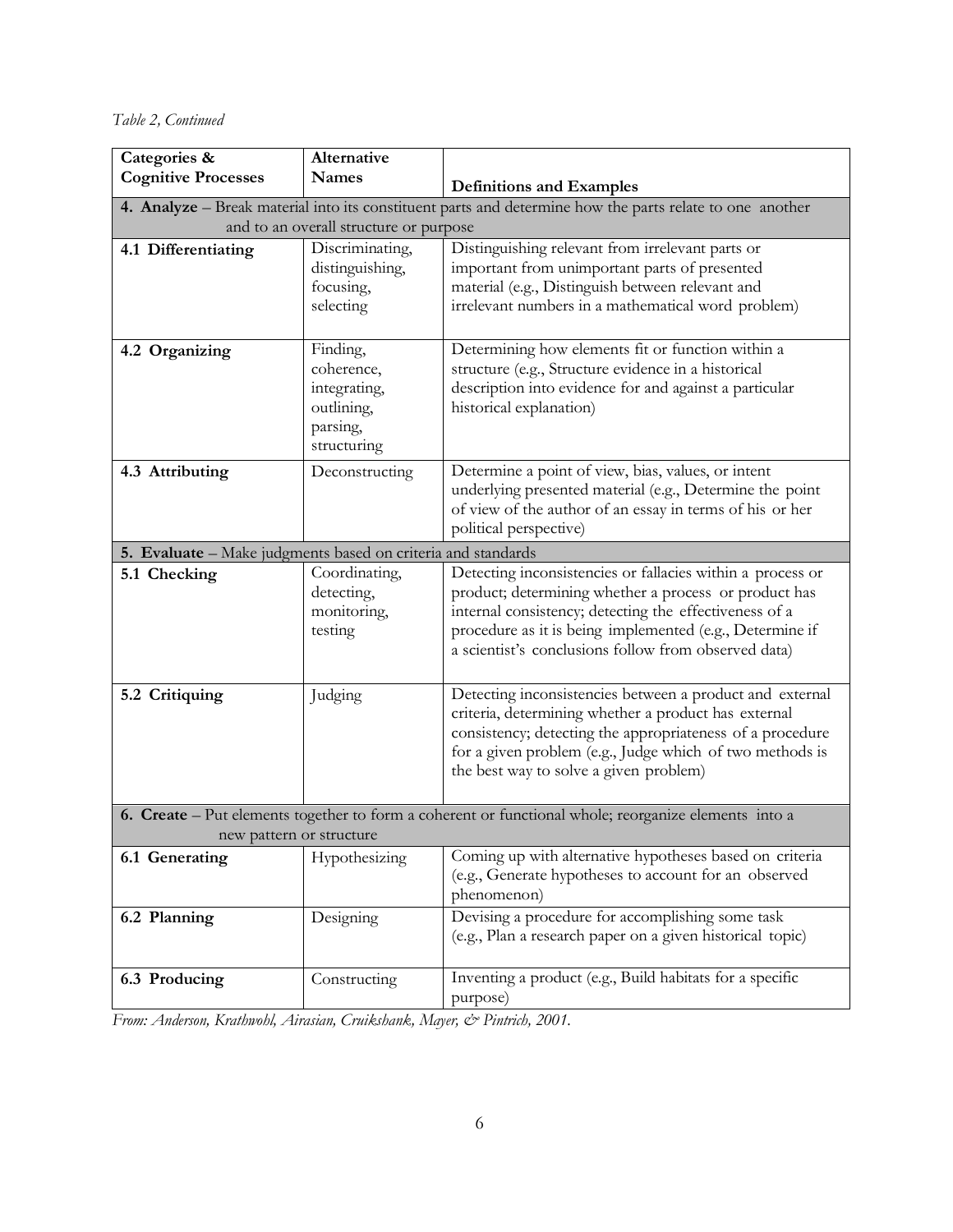*Table 2, Continued*

| Categories & Cognitive Processes | Alternative Names | Definitions and Examples |
|---|---|---|
| **4. Analyze** – Break material into its constituent parts and determine how the parts relate to one another and to an overall structure or purpose | | |
| **4.1 Differentiating** | Discriminating, distinguishing, focusing, selecting | Distinguishing relevant from irrelevant parts or important from unimportant parts of presented material (e.g., Distinguish between relevant and irrelevant numbers in a mathematical word problem) |
| **4.2 Organizing** | Finding, coherence, integrating, outlining, parsing, structuring | Determining how elements fit or function within a structure (e.g., Structure evidence in a historical description into evidence for and against a particular historical explanation) |
| **4.3 Attributing** | Deconstructing | Determine a point of view, bias, values, or intent underlying presented material (e.g., Determine the point of view of the author of an essay in terms of his or her political perspective) |
| **5. Evaluate** – Make judgments based on criteria and standards | | |
| **5.1 Checking** | Coordinating, detecting, monitoring, testing | Detecting inconsistencies or fallacies within a process or product; determining whether a process or product has internal consistency; detecting the effectiveness of a procedure as it is being implemented (e.g., Determine if a scientist's conclusions follow from observed data) |
| **5.2 Critiquing** | Judging | Detecting inconsistencies between a product and external criteria, determining whether a product has external consistency; detecting the appropriateness of a procedure for a given problem (e.g., Judge which of two methods is the best way to solve a given problem) |
| **6. Create** – Put elements together to form a coherent or functional whole; reorganize elements into a new pattern or structure | | |
| **6.1 Generating** | Hypothesizing | Coming up with alternative hypotheses based on criteria (e.g., Generate hypotheses to account for an observed phenomenon) |
| **6.2 Planning** | Designing | Devising a procedure for accomplishing some task (e.g., Plan a research paper on a given historical topic) |
| **6.3 Producing** | Constructing | Inventing a product (e.g., Build habitats for a specific purpose) |

*From: Anderson, Krathwohl, Airasian, Cruikshank, Mayer, & Pintrich, 2001.*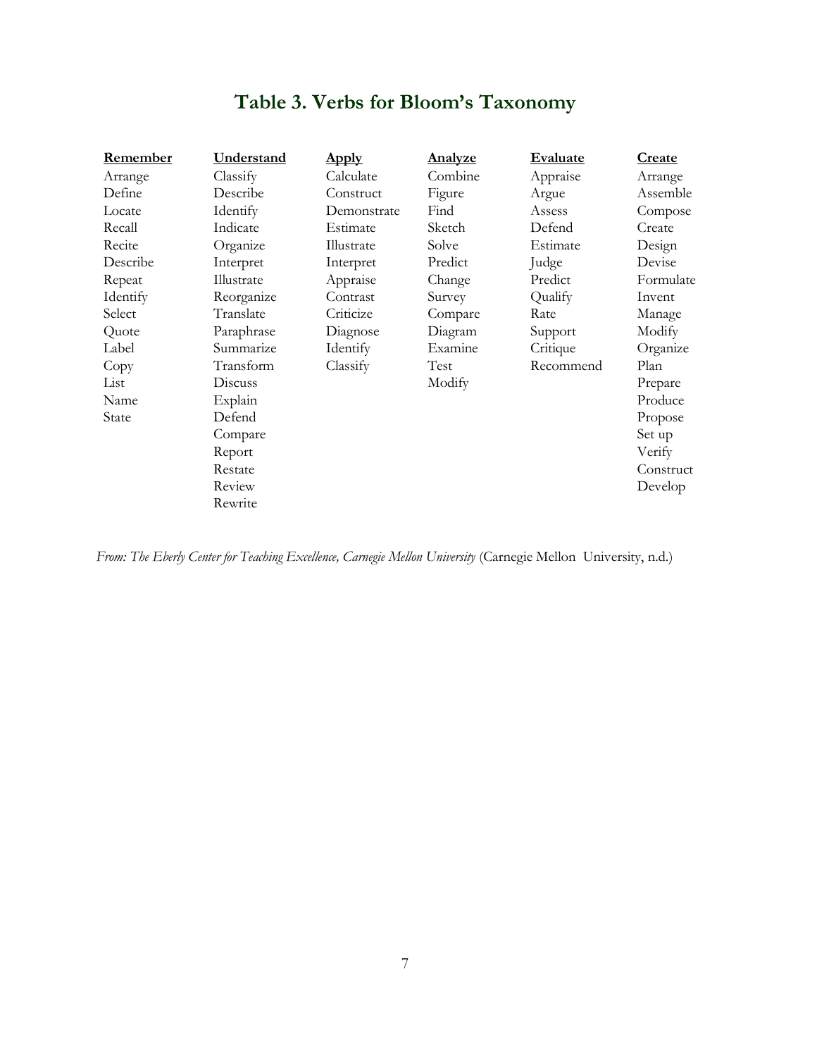## Table 3. Verbs for Bloom's Taxonomy

| Remember | Understand | Apply | Analyze | Evaluate | Create |
|---|---|---|---|---|---|
| Arrange | Classify | Calculate | Combine | Appraise | Arrange |
| Define | Describe | Construct | Figure | Argue | Assemble |
| Locate | Identify | Demonstrate | Find | Assess | Compose |
| Recall | Indicate | Estimate | Sketch | Defend | Create |
| Recite | Organize | Illustrate | Solve | Estimate | Design |
| Describe | Interpret | Interpret | Predict | Judge | Devise |
| Repeat | Illustrate | Appraise | Change | Predict | Formulate |
| Identify | Reorganize | Contrast | Survey | Qualify | Invent |
| Select | Translate | Criticize | Compare | Rate | Manage |
| Quote | Paraphrase | Diagnose | Diagram | Support | Modify |
| Label | Summarize | Identify | Examine | Critique | Organize |
| Copy | Transform | Classify | Test | Recommend | Plan |
| List | Discuss | | Modify | | Prepare |
| Name | Explain | | | | Produce |
| State | Defend | | | | Propose |
| | Compare | | | | Set up |
| | Report | | | | Verify |
| | Restate | | | | Construct |
| | Review | | | | Develop |
| | Rewrite | | | | |

*From: The Eberly Center for Teaching Excellence, Carnegie Mellon University* (Carnegie Mellon University, n.d.)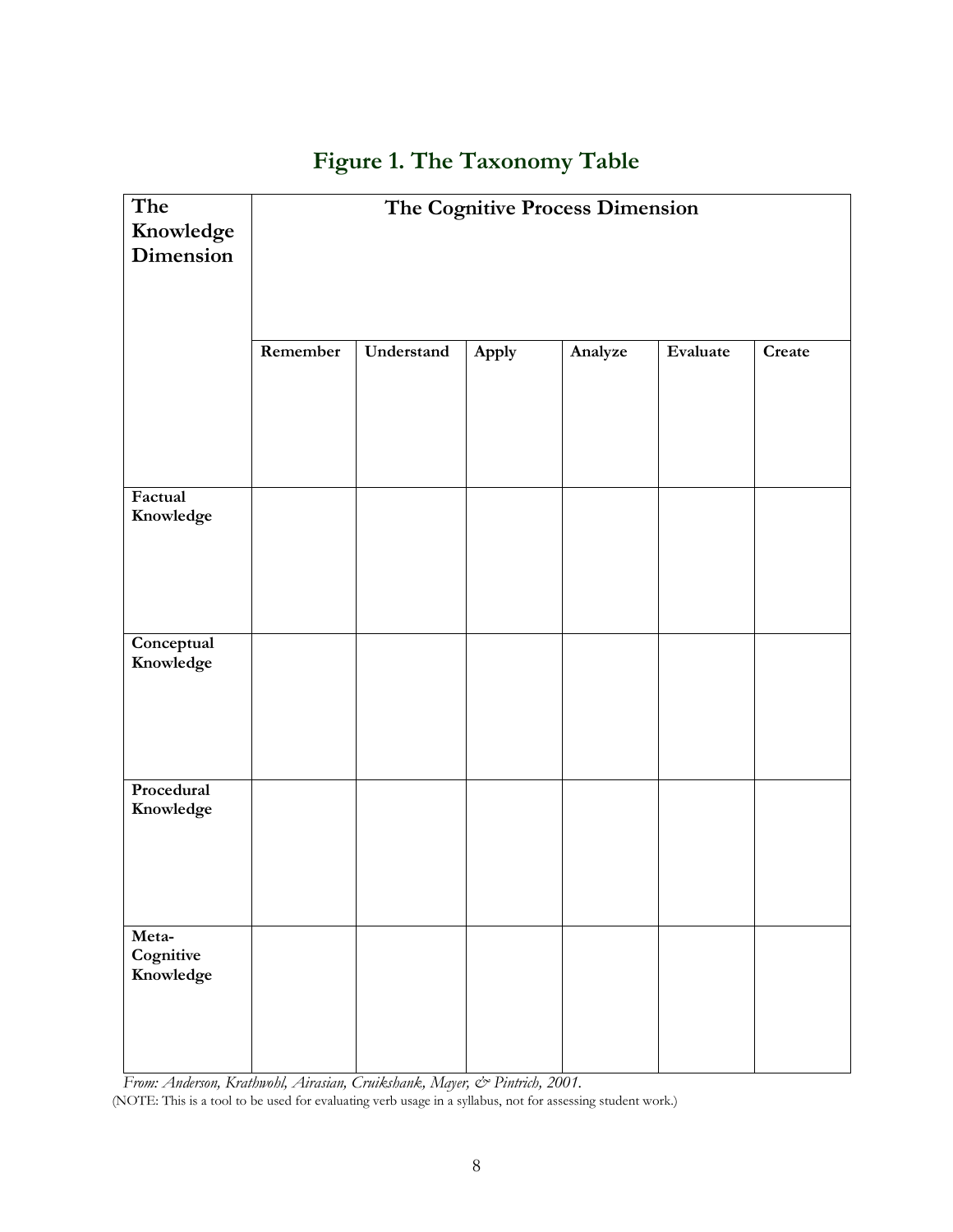## Figure 1. The Taxonomy Table

| The Knowledge Dimension | The Cognitive Process Dimension | | | | | |
|---|---|---|---|---|---|---|
| | Remember | Understand | Apply | Analyze | Evaluate | Create |
| Factual Knowledge | | | | | | |
| Conceptual Knowledge | | | | | | |
| Procedural Knowledge | | | | | | |
| Meta-Cognitive Knowledge | | | | | | |

*From: Anderson, Krathwohl, Airasian, Cruikshank, Mayer, & Pintrich, 2001.*

(NOTE: This is a tool to be used for evaluating verb usage in a syllabus, not for assessing student work.)